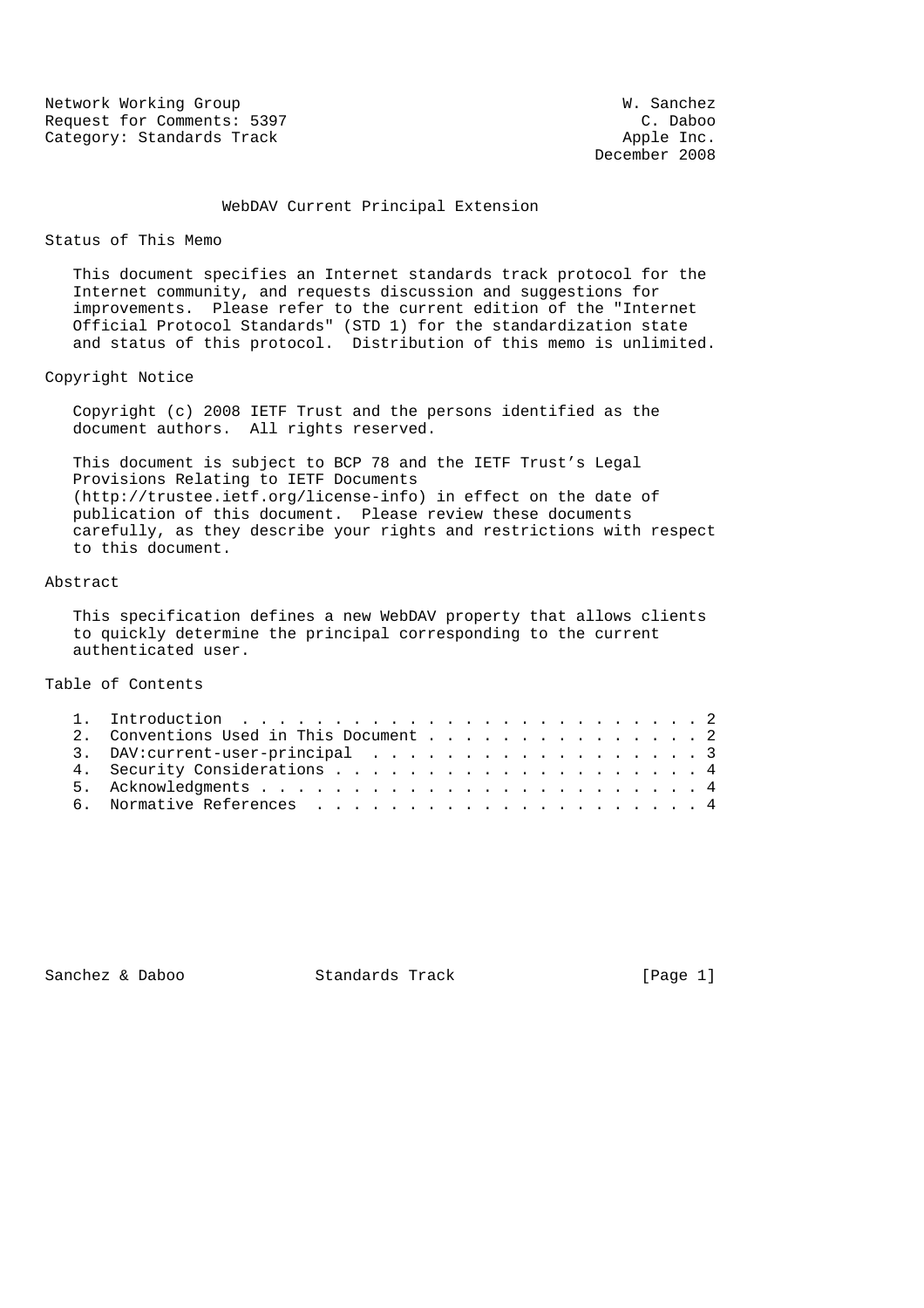Network Working Group  
Request for Comments: 5397  
Category: Standards Track

W. Sanchez  
C. Daboo  
Apple Inc.  
December 2008

# WebDAV Current Principal Extension

## Status of This Memo

This document specifies an Internet standards track protocol for the Internet community, and requests discussion and suggestions for improvements. Please refer to the current edition of the "Internet Official Protocol Standards" (STD 1) for the standardization state and status of this protocol. Distribution of this memo is unlimited.

## Copyright Notice

Copyright (c) 2008 IETF Trust and the persons identified as the document authors. All rights reserved.

This document is subject to BCP 78 and the IETF Trust's Legal Provisions Relating to IETF Documents (http://trustee.ietf.org/license-info) in effect on the date of publication of this document. Please review these documents carefully, as they describe your rights and restrictions with respect to this document.

## Abstract

This specification defines a new WebDAV property that allows clients to quickly determine the principal corresponding to the current authenticated user.

## Table of Contents

1. Introduction . . . . . . . . . . . . . . . . . . . . . . . . . 2
2. Conventions Used in This Document . . . . . . . . . . . . . . . 2
3. DAV:current-user-principal . . . . . . . . . . . . . . . . . . 3
4. Security Considerations . . . . . . . . . . . . . . . . . . . . 4
5. Acknowledgments . . . . . . . . . . . . . . . . . . . . . . . . 4
6. Normative References . . . . . . . . . . . . . . . . . . . . . 4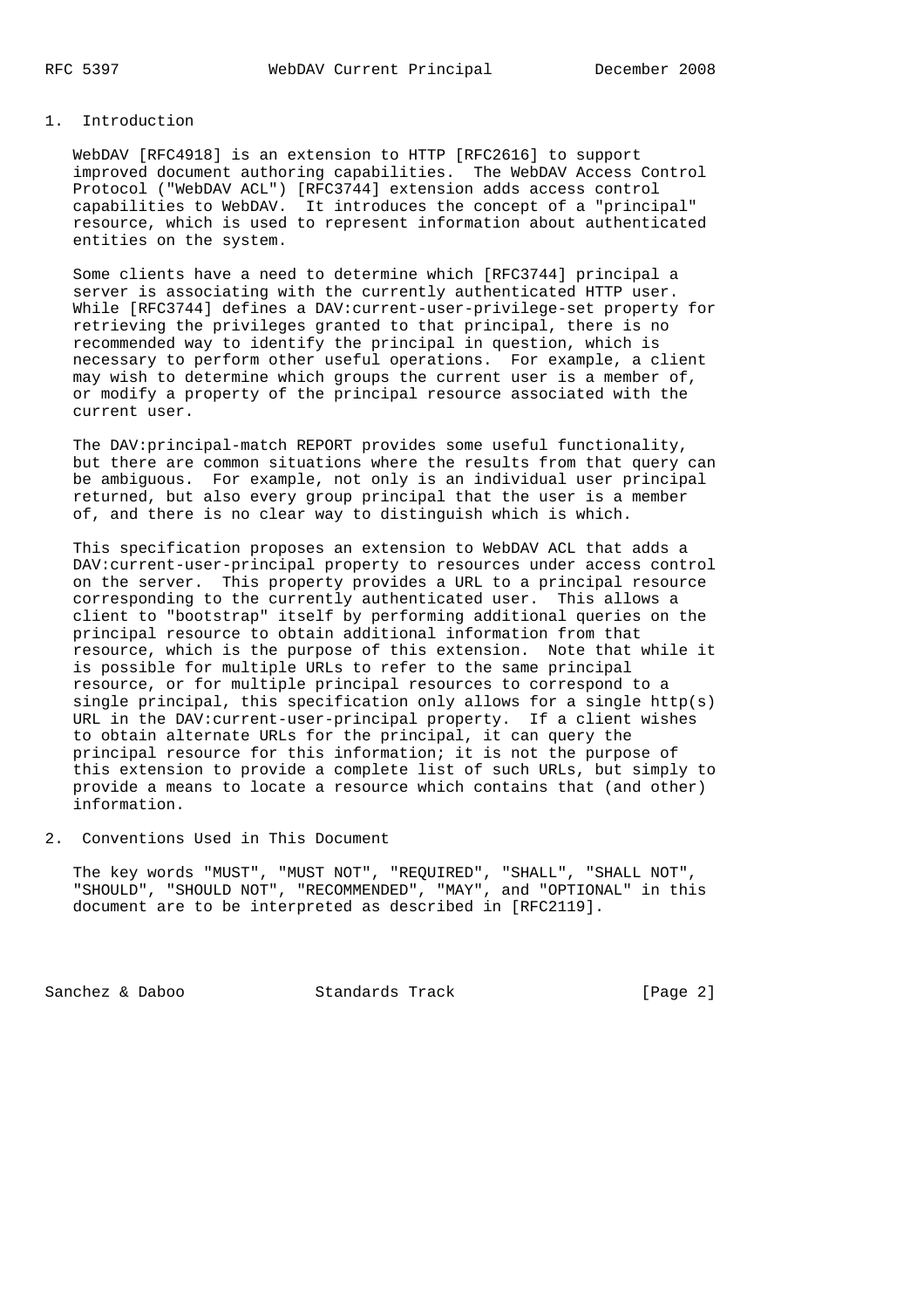## 1. Introduction

WebDAV [RFC4918] is an extension to HTTP [RFC2616] to support improved document authoring capabilities. The WebDAV Access Control Protocol ("WebDAV ACL") [RFC3744] extension adds access control capabilities to WebDAV. It introduces the concept of a "principal" resource, which is used to represent information about authenticated entities on the system.

Some clients have a need to determine which [RFC3744] principal a server is associating with the currently authenticated HTTP user. While [RFC3744] defines a DAV:current-user-privilege-set property for retrieving the privileges granted to that principal, there is no recommended way to identify the principal in question, which is necessary to perform other useful operations. For example, a client may wish to determine which groups the current user is a member of, or modify a property of the principal resource associated with the current user.

The DAV:principal-match REPORT provides some useful functionality, but there are common situations where the results from that query can be ambiguous. For example, not only is an individual user principal returned, but also every group principal that the user is a member of, and there is no clear way to distinguish which is which.

This specification proposes an extension to WebDAV ACL that adds a DAV:current-user-principal property to resources under access control on the server. This property provides a URL to a principal resource corresponding to the currently authenticated user. This allows a client to "bootstrap" itself by performing additional queries on the principal resource to obtain additional information from that resource, which is the purpose of this extension. Note that while it is possible for multiple URLs to refer to the same principal resource, or for multiple principal resources to correspond to a single principal, this specification only allows for a single http(s) URL in the DAV:current-user-principal property. If a client wishes to obtain alternate URLs for the principal, it can query the principal resource for this information; it is not the purpose of this extension to provide a complete list of such URLs, but simply to provide a means to locate a resource which contains that (and other) information.

## 2. Conventions Used in This Document

The key words "MUST", "MUST NOT", "REQUIRED", "SHALL", "SHALL NOT", "SHOULD", "SHOULD NOT", "RECOMMENDED", "MAY", and "OPTIONAL" in this document are to be interpreted as described in [RFC2119].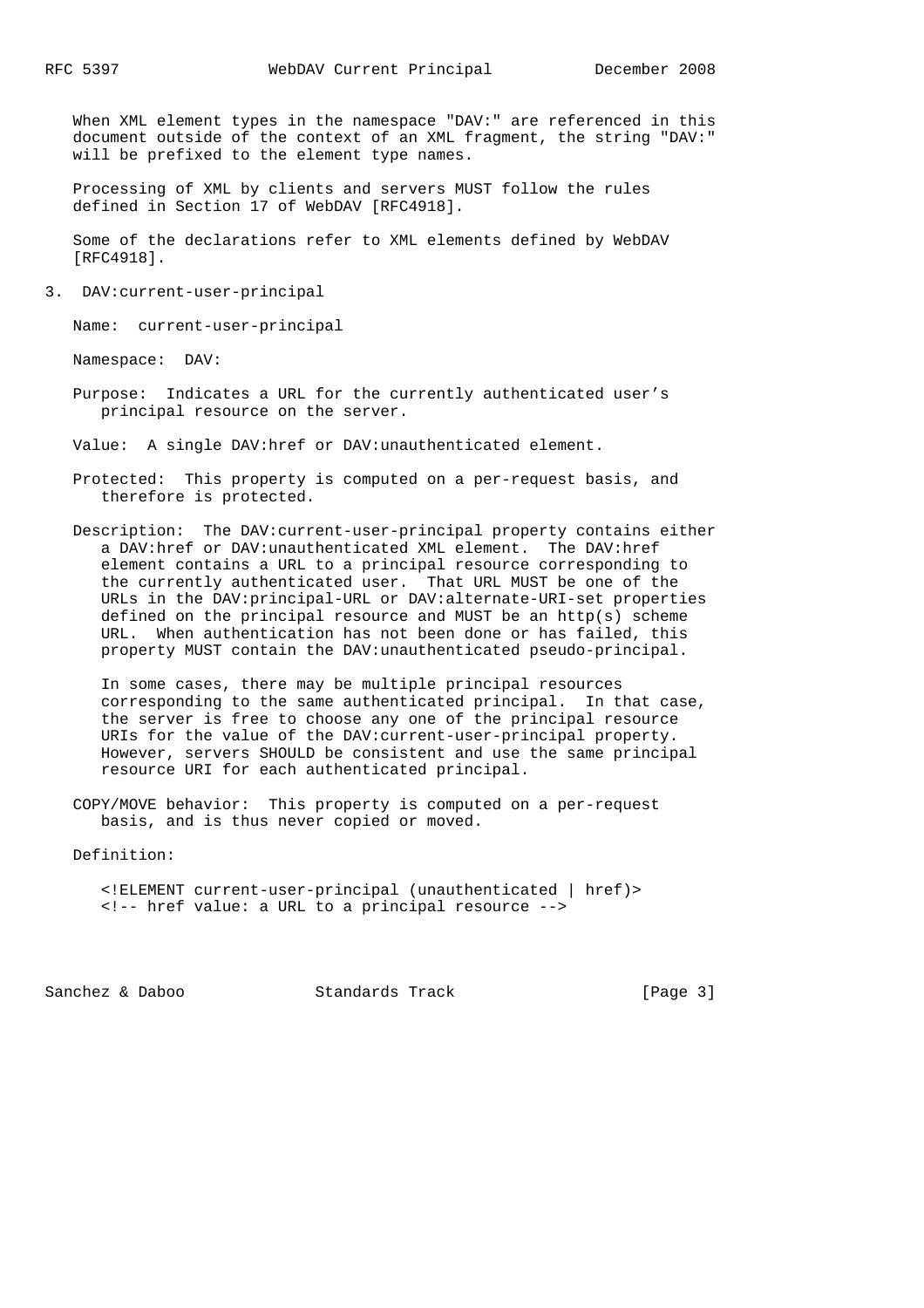When XML element types in the namespace "DAV:" are referenced in this document outside of the context of an XML fragment, the string "DAV:" will be prefixed to the element type names.

Processing of XML by clients and servers MUST follow the rules defined in Section 17 of WebDAV [RFC4918].

Some of the declarations refer to XML elements defined by WebDAV [RFC4918].

## 3. DAV:current-user-principal

Name: current-user-principal

Namespace: DAV:

Purpose: Indicates a URL for the currently authenticated user's principal resource on the server.

Value: A single DAV:href or DAV:unauthenticated element.

Protected: This property is computed on a per-request basis, and therefore is protected.

Description: The DAV:current-user-principal property contains either a DAV:href or DAV:unauthenticated XML element. The DAV:href element contains a URL to a principal resource corresponding to the currently authenticated user. That URL MUST be one of the URLs in the DAV:principal-URL or DAV:alternate-URI-set properties defined on the principal resource and MUST be an http(s) scheme URL. When authentication has not been done or has failed, this property MUST contain the DAV:unauthenticated pseudo-principal.

In some cases, there may be multiple principal resources corresponding to the same authenticated principal. In that case, the server is free to choose any one of the principal resource URIs for the value of the DAV:current-user-principal property. However, servers SHOULD be consistent and use the same principal resource URI for each authenticated principal.

COPY/MOVE behavior: This property is computed on a per-request basis, and is thus never copied or moved.

Definition:

```
<!ELEMENT current-user-principal (unauthenticated | href)>
<!-- href value: a URL to a principal resource -->
```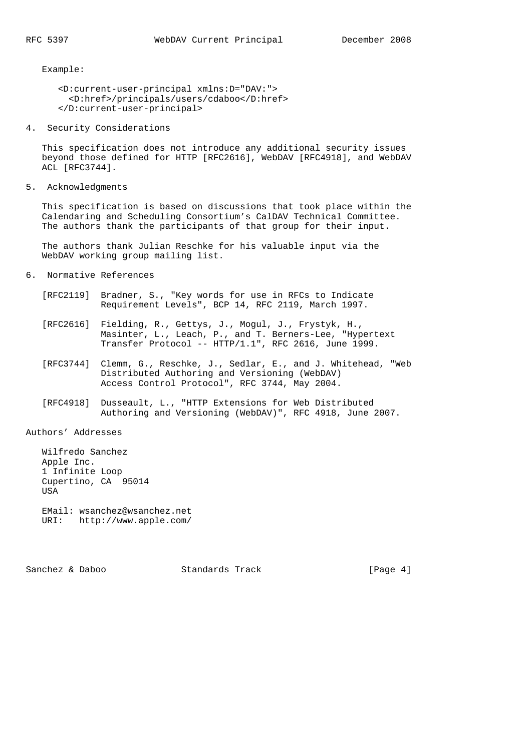Example:

```
<D:current-user-principal xmlns:D="DAV:">
  <D:href>/principals/users/cdaboo</D:href>
</D:current-user-principal>
```

## 4. Security Considerations

This specification does not introduce any additional security issues beyond those defined for HTTP [RFC2616], WebDAV [RFC4918], and WebDAV ACL [RFC3744].

## 5. Acknowledgments

This specification is based on discussions that took place within the Calendaring and Scheduling Consortium's CalDAV Technical Committee. The authors thank the participants of that group for their input.

The authors thank Julian Reschke for his valuable input via the WebDAV working group mailing list.

## 6. Normative References

[RFC2119] Bradner, S., "Key words for use in RFCs to Indicate Requirement Levels", BCP 14, RFC 2119, March 1997.

[RFC2616] Fielding, R., Gettys, J., Mogul, J., Frystyk, H., Masinter, L., Leach, P., and T. Berners-Lee, "Hypertext Transfer Protocol -- HTTP/1.1", RFC 2616, June 1999.

[RFC3744] Clemm, G., Reschke, J., Sedlar, E., and J. Whitehead, "Web Distributed Authoring and Versioning (WebDAV) Access Control Protocol", RFC 3744, May 2004.

[RFC4918] Dusseault, L., "HTTP Extensions for Web Distributed Authoring and Versioning (WebDAV)", RFC 4918, June 2007.

## Authors' Addresses

Wilfredo Sanchez
Apple Inc.
1 Infinite Loop
Cupertino, CA 95014
USA

EMail: wsanchez@wsanchez.net
URI: http://www.apple.com/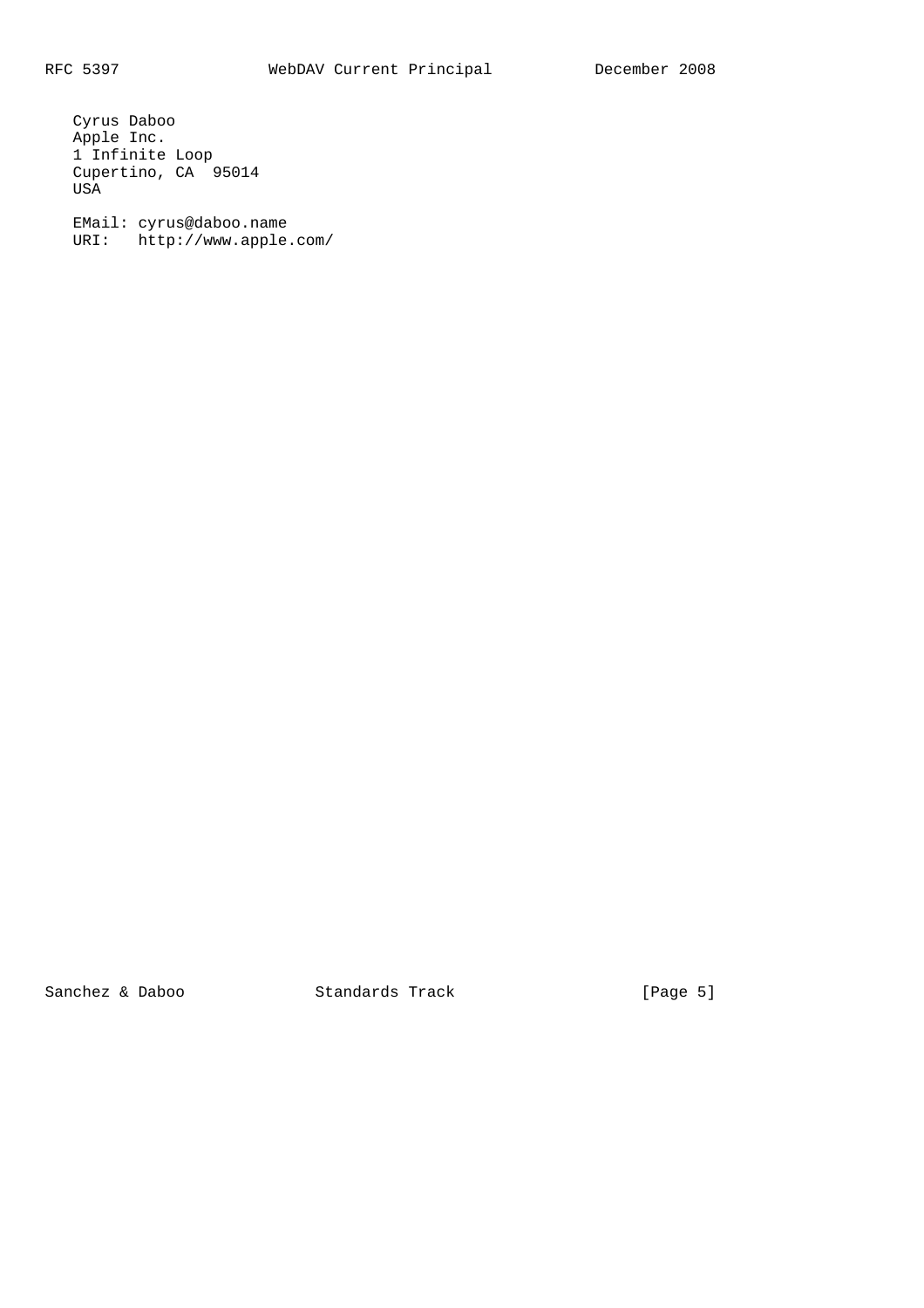Cyrus Daboo
Apple Inc.
1 Infinite Loop
Cupertino, CA  95014
USA

EMail: cyrus@daboo.name
URI:   http://www.apple.com/